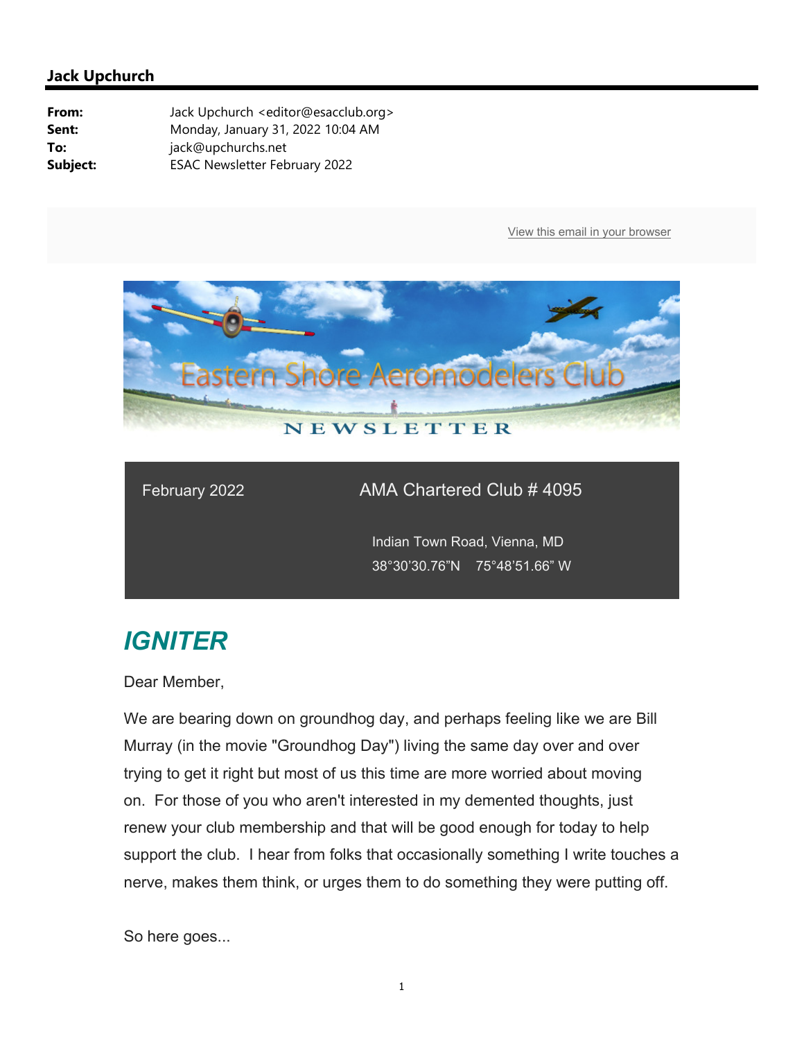**Jack Upchurch**

| | |
|---|---|
| **From:** | Jack Upchurch <editor@esacclub.org> |
| **Sent:** | Monday, January 31, 2022 10:04 AM |
| **To:** | jack@upchurchs.net |
| **Subject:** | ESAC Newsletter February 2022 |

View this email in your browser

Eastern Shore Aeromodelers Club

NEWSLETTER

February 2022

AMA Chartered Club # 4095

Indian Town Road, Vienna, MD

38°30'30.76"N 75°48'51.66" W

# *IGNITER*

Dear Member,

We are bearing down on groundhog day, and perhaps feeling like we are Bill Murray (in the movie "Groundhog Day") living the same day over and over trying to get it right but most of us this time are more worried about moving on. For those of you who aren't interested in my demented thoughts, just renew your club membership and that will be good enough for today to help support the club. I hear from folks that occasionally something I write touches a nerve, makes them think, or urges them to do something they were putting off.

So here goes...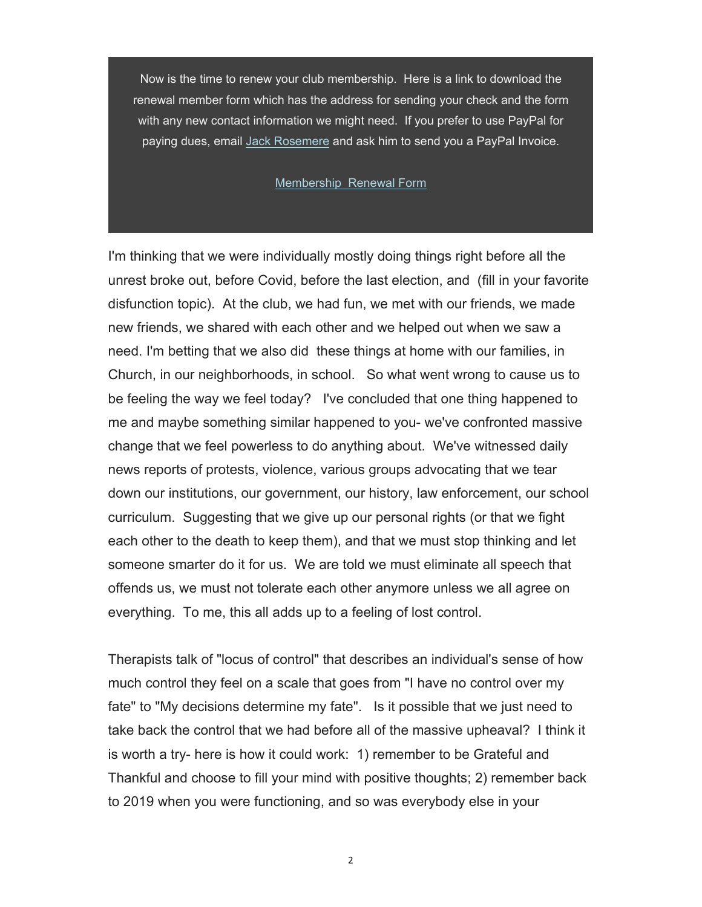Now is the time to renew your club membership. Here is a link to download the renewal member form which has the address for sending your check and the form with any new contact information we might need. If you prefer to use PayPal for paying dues, email [Jack Rosemere] and ask him to send you a PayPal Invoice.

[Membership Renewal Form]

I'm thinking that we were individually mostly doing things right before all the unrest broke out, before Covid, before the last election, and (fill in your favorite disfunction topic). At the club, we had fun, we met with our friends, we made new friends, we shared with each other and we helped out when we saw a need. I'm betting that we also did these things at home with our families, in Church, in our neighborhoods, in school. So what went wrong to cause us to be feeling the way we feel today? I've concluded that one thing happened to me and maybe something similar happened to you- we've confronted massive change that we feel powerless to do anything about. We've witnessed daily news reports of protests, violence, various groups advocating that we tear down our institutions, our government, our history, law enforcement, our school curriculum. Suggesting that we give up our personal rights (or that we fight each other to the death to keep them), and that we must stop thinking and let someone smarter do it for us. We are told we must eliminate all speech that offends us, we must not tolerate each other anymore unless we all agree on everything. To me, this all adds up to a feeling of lost control.

Therapists talk of "locus of control" that describes an individual's sense of how much control they feel on a scale that goes from "I have no control over my fate" to "My decisions determine my fate". Is it possible that we just need to take back the control that we had before all of the massive upheaval? I think it is worth a try- here is how it could work: 1) remember to be Grateful and Thankful and choose to fill your mind with positive thoughts; 2) remember back to 2019 when you were functioning, and so was everybody else in your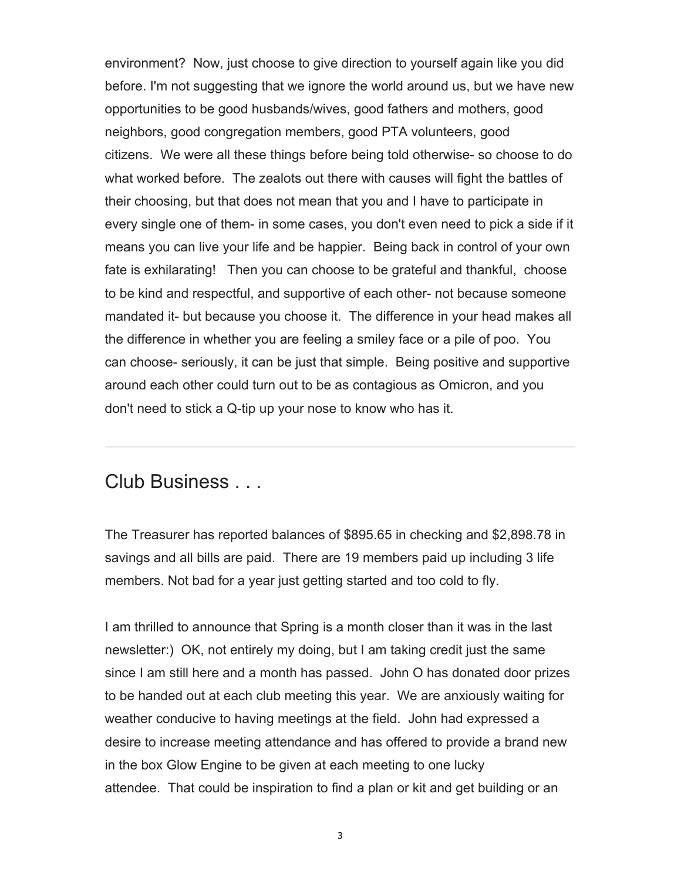environment? Now, just choose to give direction to yourself again like you did before. I'm not suggesting that we ignore the world around us, but we have new opportunities to be good husbands/wives, good fathers and mothers, good neighbors, good congregation members, good PTA volunteers, good citizens. We were all these things before being told otherwise- so choose to do what worked before. The zealots out there with causes will fight the battles of their choosing, but that does not mean that you and I have to participate in every single one of them- in some cases, you don't even need to pick a side if it means you can live your life and be happier. Being back in control of your own fate is exhilarating! Then you can choose to be grateful and thankful, choose to be kind and respectful, and supportive of each other- not because someone mandated it- but because you choose it. The difference in your head makes all the difference in whether you are feeling a smiley face or a pile of poo. You can choose- seriously, it can be just that simple. Being positive and supportive around each other could turn out to be as contagious as Omicron, and you don't need to stick a Q-tip up your nose to know who has it.

---

## Club Business . . .

The Treasurer has reported balances of $895.65 in checking and $2,898.78 in savings and all bills are paid. There are 19 members paid up including 3 life members. Not bad for a year just getting started and too cold to fly.

I am thrilled to announce that Spring is a month closer than it was in the last newsletter:) OK, not entirely my doing, but I am taking credit just the same since I am still here and a month has passed. John O has donated door prizes to be handed out at each club meeting this year. We are anxiously waiting for weather conducive to having meetings at the field. John had expressed a desire to increase meeting attendance and has offered to provide a brand new in the box Glow Engine to be given at each meeting to one lucky attendee. That could be inspiration to find a plan or kit and get building or an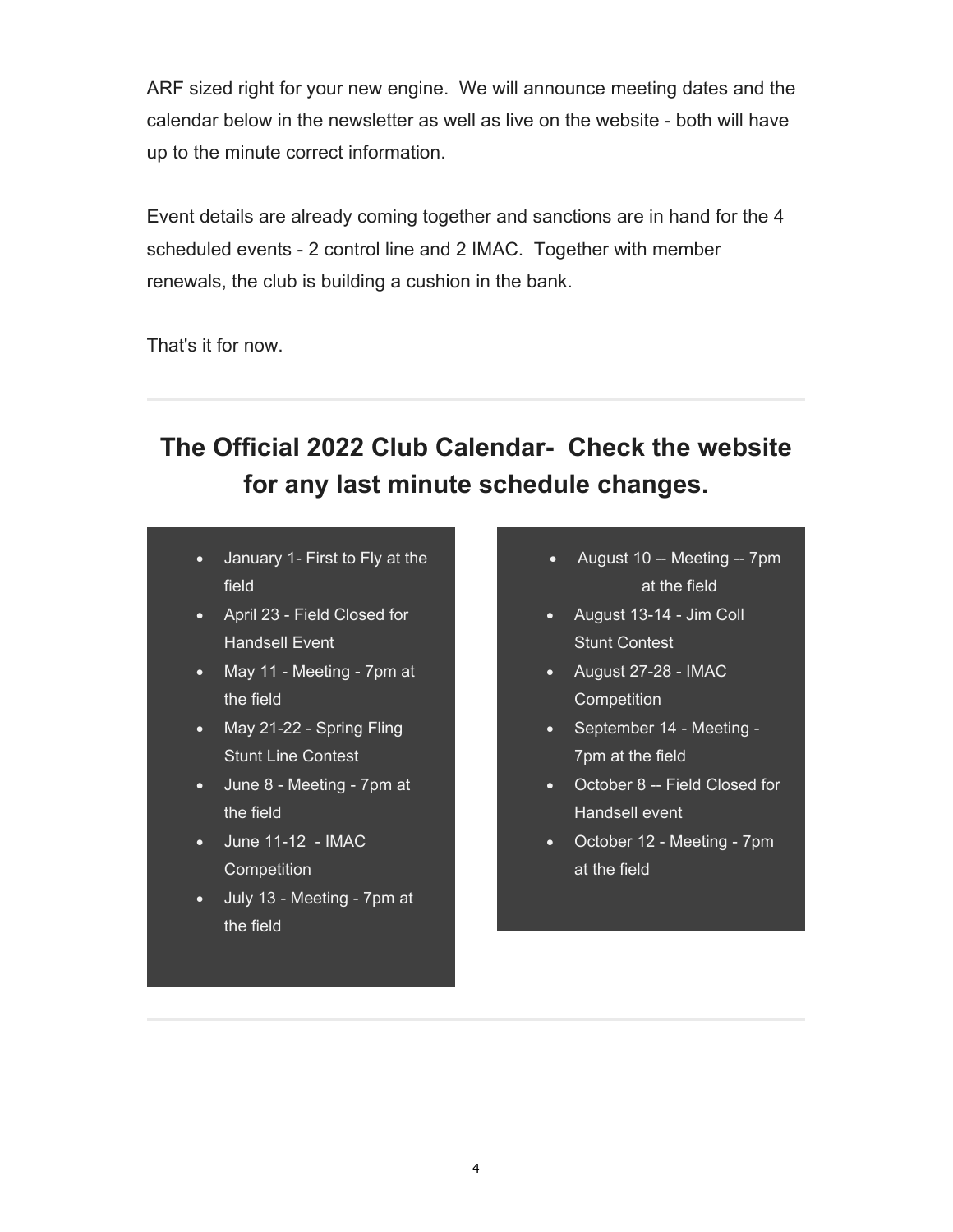ARF sized right for your new engine. We will announce meeting dates and the calendar below in the newsletter as well as live on the website - both will have up to the minute correct information.

Event details are already coming together and sanctions are in hand for the 4 scheduled events - 2 control line and 2 IMAC. Together with member renewals, the club is building a cushion in the bank.

That's it for now.

---

## The Official 2022 Club Calendar- Check the website for any last minute schedule changes.

- January 1- First to Fly at the field
- April 23 - Field Closed for Handsell Event
- May 11 - Meeting - 7pm at the field
- May 21-22 - Spring Fling Stunt Line Contest
- June 8 - Meeting - 7pm at the field
- June 11-12 - IMAC Competition
- July 13 - Meeting - 7pm at the field
- August 10 -- Meeting -- 7pm at the field
- August 13-14 - Jim Coll Stunt Contest
- August 27-28 - IMAC Competition
- September 14 - Meeting - 7pm at the field
- October 8 -- Field Closed for Handsell event
- October 12 - Meeting - 7pm at the field

---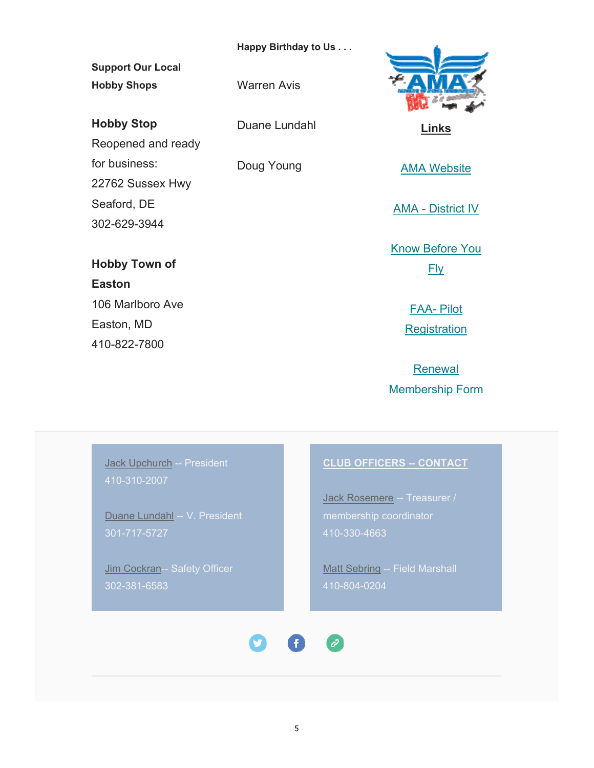**Support Our Local Hobby Shops**

**Hobby Stop**
Reopened and ready for business:
22762 Sussex Hwy
Seaford, DE
302-629-3944

**Hobby Town of Easton**
106 Marlboro Ave
Easton, MD
410-822-7800

**Happy Birthday to Us . . .**

Warren Avis

Duane Lundahl

Doug Young

**Links**

AMA Website

AMA - District IV

Know Before You Fly

FAA- Pilot Registration

Renewal Membership Form

Jack Upchurch -- President
410-310-2007

Duane Lundahl -- V. President
301-717-5727

Jim Cockran-- Safety Officer
302-381-6583

**CLUB OFFICERS -- CONTACT**

Jack Rosemere -- Treasurer / membership coordinator
410-330-4663

Matt Sebring -- Field Marshall
410-804-0204